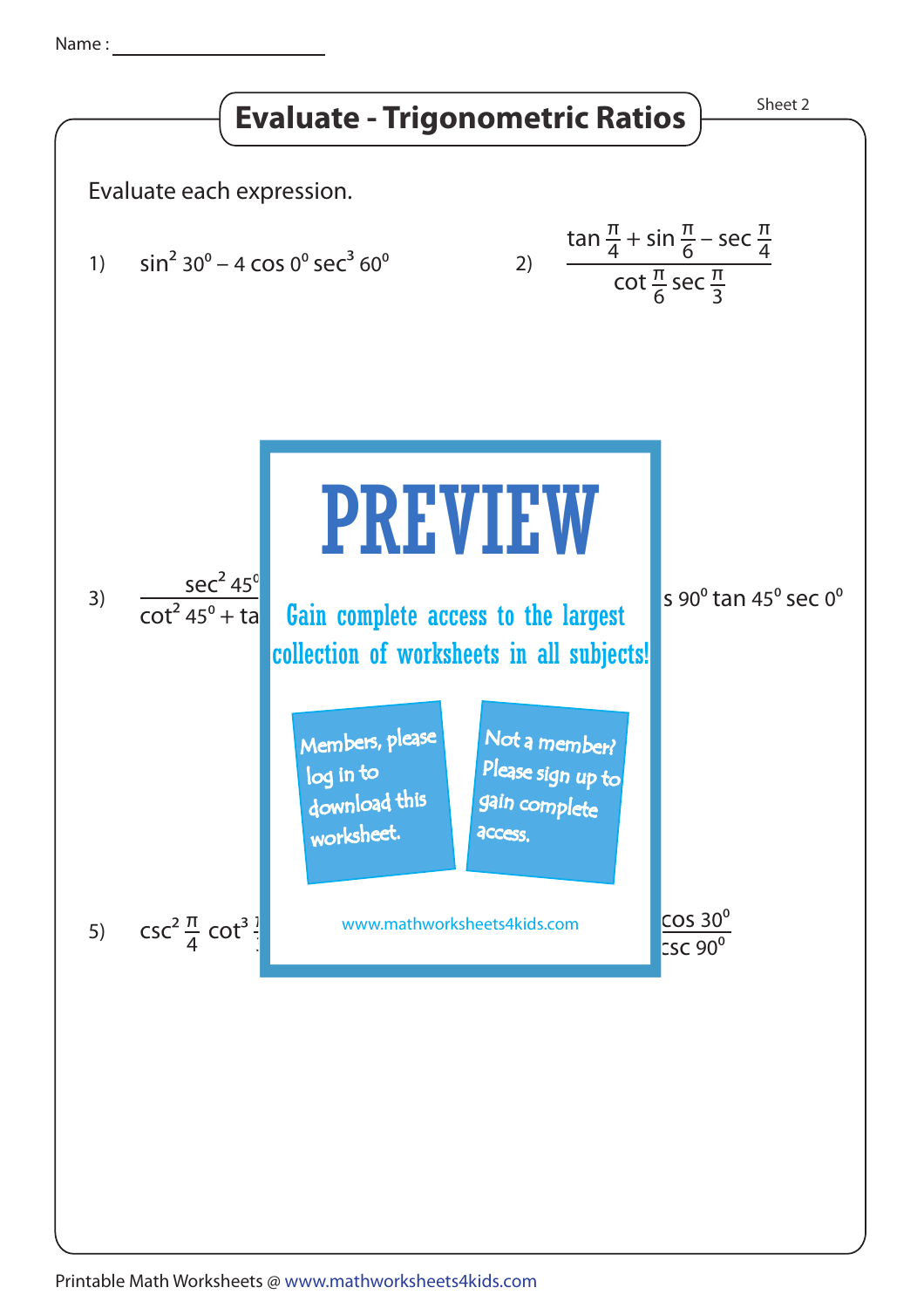Name : ____________________

# Evaluate - Trigonometric Ratios

Sheet 2

Evaluate each expression.

1) $\sin^2 30^0 - 4 \cos 0^0 \sec^3 60^0$

2) $\dfrac{\tan \frac{\pi}{4} + \sin \frac{\pi}{6} - \sec \frac{\pi}{4}}{\cot \frac{\pi}{6} \sec \frac{\pi}{3}}$

3) $\dfrac{\sec^2 45^0}{\cot^2 45^0 + \text{ta}}$

s $90^0 \tan 45^0 \sec 0^0$

PREVIEW

Gain complete access to the largest collection of worksheets in all subjects!

Members, please log in to download this worksheet.

Not a member? Please sign up to gain complete access.

www.mathworksheets4kids.com

5) $\csc^2 \frac{\pi}{4} \cot^3$

$\cos 30^0$

$\csc 90^0$

Printable Math Worksheets @ www.mathworksheets4kids.com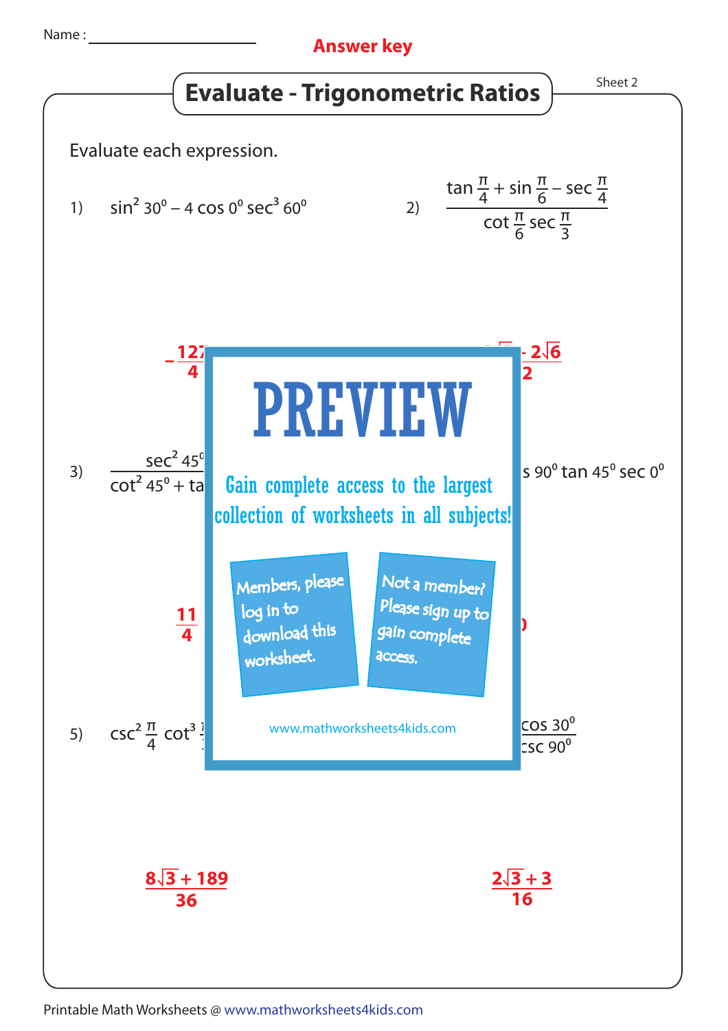Name : ____________________

**Answer key**

# Evaluate - Trigonometric Ratios

Sheet 2

Evaluate each expression.

1) $\sin^2 30^0 - 4 \cos 0^0 \sec^3 60^0$

$-\frac{127}{4}$

2) $\dfrac{\tan \frac{\pi}{4} + \sin \frac{\pi}{6} - \sec \frac{\pi}{4}}{\cot \frac{\pi}{6} \sec \frac{\pi}{3}}$

$\frac{\ldots - 2\sqrt{6}}{\ldots 2}$

3) $\dfrac{\sec^2 45^0 \ldots}{\cot^2 45^0 + \tan \ldots}$

$\frac{11}{4}$

4) $\ldots s\ 90^0 \tan 45^0 \sec 0^0$

5) $\csc^2 \frac{\pi}{4} \cot^3 \ldots$

$\frac{8\sqrt{3} + 189}{36}$

6) $\dfrac{\ldots \cos 30^0}{\ldots \csc 90^0}$

$\frac{2\sqrt{3} + 3}{16}$

PREVIEW

Gain complete access to the largest collection of worksheets in all subjects!

Members, please log in to download this worksheet.

Not a member? Please sign up to gain complete access.

www.mathworksheets4kids.com

Printable Math Worksheets @ www.mathworksheets4kids.com